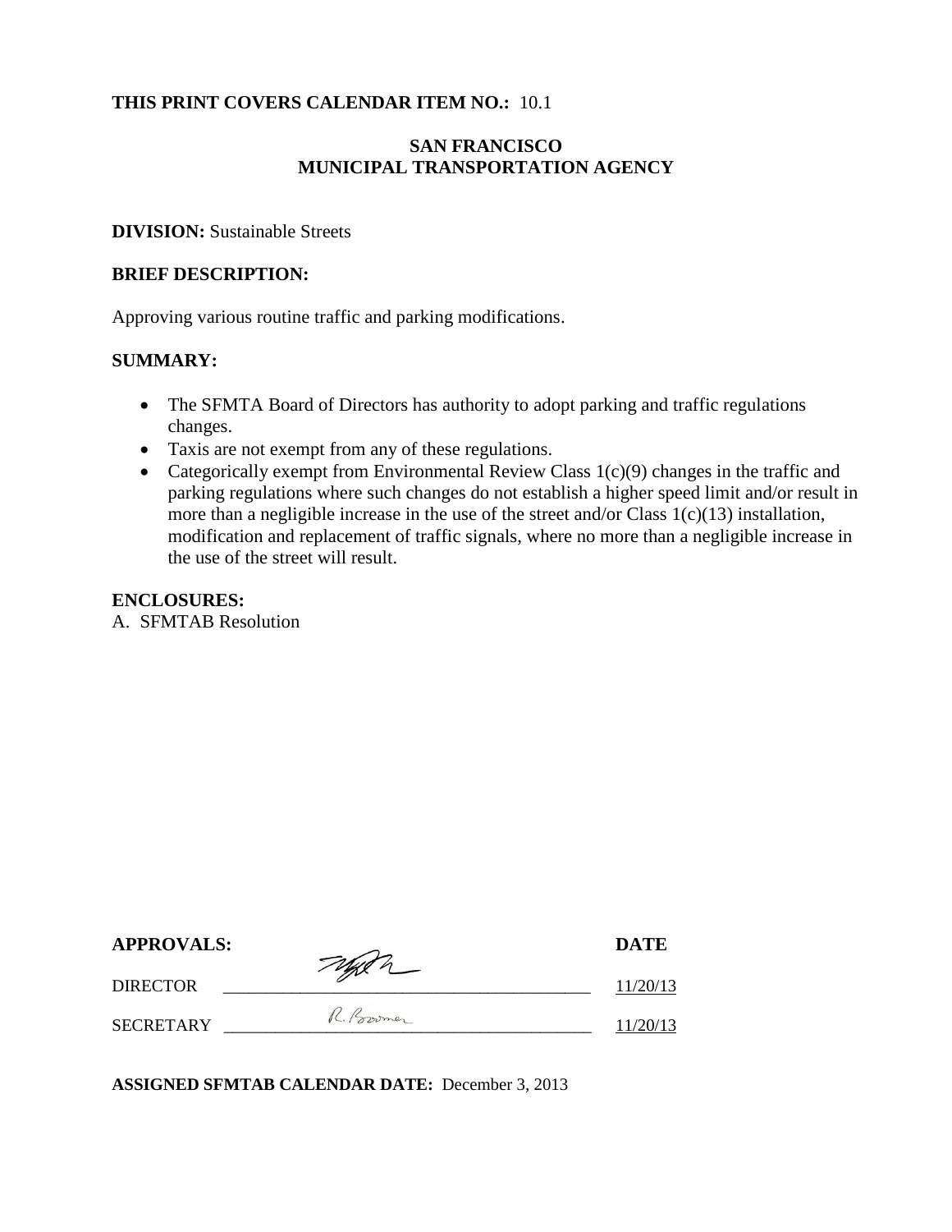**THIS PRINT COVERS CALENDAR ITEM NO.:** 10.1

**SAN FRANCISCO**
**MUNICIPAL TRANSPORTATION AGENCY**

**DIVISION:** Sustainable Streets

**BRIEF DESCRIPTION:**

Approving various routine traffic and parking modifications.

**SUMMARY:**

- The SFMTA Board of Directors has authority to adopt parking and traffic regulations changes.
- Taxis are not exempt from any of these regulations.
- Categorically exempt from Environmental Review Class 1(c)(9) changes in the traffic and parking regulations where such changes do not establish a higher speed limit and/or result in more than a negligible increase in the use of the street and/or Class 1(c)(13) installation, modification and replacement of traffic signals, where no more than a negligible increase in the use of the street will result.

**ENCLOSURES:**
A. SFMTAB Resolution

| **APPROVALS:** | | **DATE** |
|---|---|---|
| DIRECTOR | | 11/20/13 |
| SECRETARY | R. Boomer | 11/20/13 |

**ASSIGNED SFMTAB CALENDAR DATE:** December 3, 2013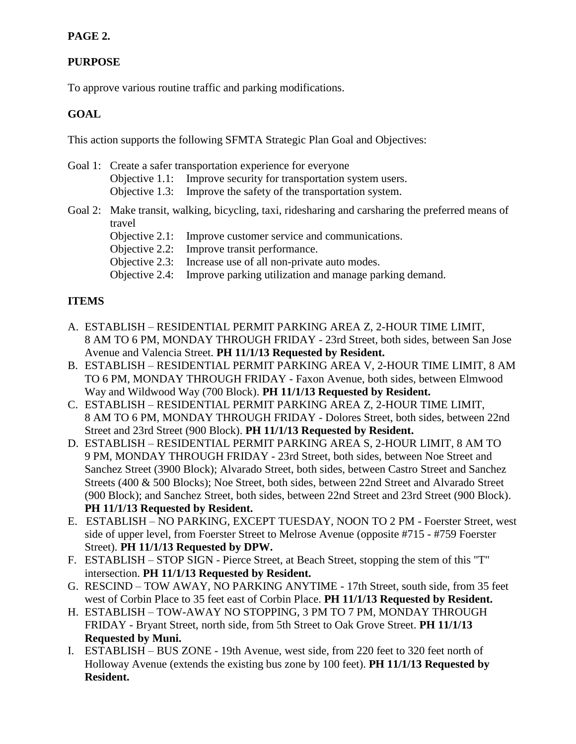**PAGE 2.**

## PURPOSE

To approve various routine traffic and parking modifications.

## GOAL

This action supports the following SFMTA Strategic Plan Goal and Objectives:

Goal 1: Create a safer transportation experience for everyone
- Objective 1.1: Improve security for transportation system users.
- Objective 1.3: Improve the safety of the transportation system.

Goal 2: Make transit, walking, bicycling, taxi, ridesharing and carsharing the preferred means of travel
- Objective 2.1: Improve customer service and communications.
- Objective 2.2: Improve transit performance.
- Objective 2.3: Increase use of all non-private auto modes.
- Objective 2.4: Improve parking utilization and manage parking demand.

## ITEMS

A. ESTABLISH – RESIDENTIAL PERMIT PARKING AREA Z, 2-HOUR TIME LIMIT, 8 AM TO 6 PM, MONDAY THROUGH FRIDAY - 23rd Street, both sides, between San Jose Avenue and Valencia Street. **PH 11/1/13 Requested by Resident.**

B. ESTABLISH – RESIDENTIAL PERMIT PARKING AREA V, 2-HOUR TIME LIMIT, 8 AM TO 6 PM, MONDAY THROUGH FRIDAY - Faxon Avenue, both sides, between Elmwood Way and Wildwood Way (700 Block). **PH 11/1/13 Requested by Resident.**

C. ESTABLISH – RESIDENTIAL PERMIT PARKING AREA Z, 2-HOUR TIME LIMIT, 8 AM TO 6 PM, MONDAY THROUGH FRIDAY - Dolores Street, both sides, between 22nd Street and 23rd Street (900 Block). **PH 11/1/13 Requested by Resident.**

D. ESTABLISH – RESIDENTIAL PERMIT PARKING AREA S, 2-HOUR LIMIT, 8 AM TO 9 PM, MONDAY THROUGH FRIDAY - 23rd Street, both sides, between Noe Street and Sanchez Street (3900 Block); Alvarado Street, both sides, between Castro Street and Sanchez Streets (400 & 500 Blocks); Noe Street, both sides, between 22nd Street and Alvarado Street (900 Block); and Sanchez Street, both sides, between 22nd Street and 23rd Street (900 Block). **PH 11/1/13 Requested by Resident.**

E. ESTABLISH – NO PARKING, EXCEPT TUESDAY, NOON TO 2 PM - Foerster Street, west side of upper level, from Foerster Street to Melrose Avenue (opposite #715 - #759 Foerster Street). **PH 11/1/13 Requested by DPW.**

F. ESTABLISH – STOP SIGN - Pierce Street, at Beach Street, stopping the stem of this "T" intersection. **PH 11/1/13 Requested by Resident.**

G. RESCIND – TOW AWAY, NO PARKING ANYTIME - 17th Street, south side, from 35 feet west of Corbin Place to 35 feet east of Corbin Place. **PH 11/1/13 Requested by Resident.**

H. ESTABLISH – TOW-AWAY NO STOPPING, 3 PM TO 7 PM, MONDAY THROUGH FRIDAY - Bryant Street, north side, from 5th Street to Oak Grove Street. **PH 11/1/13 Requested by Muni.**

I. ESTABLISH – BUS ZONE - 19th Avenue, west side, from 220 feet to 320 feet north of Holloway Avenue (extends the existing bus zone by 100 feet). **PH 11/1/13 Requested by Resident.**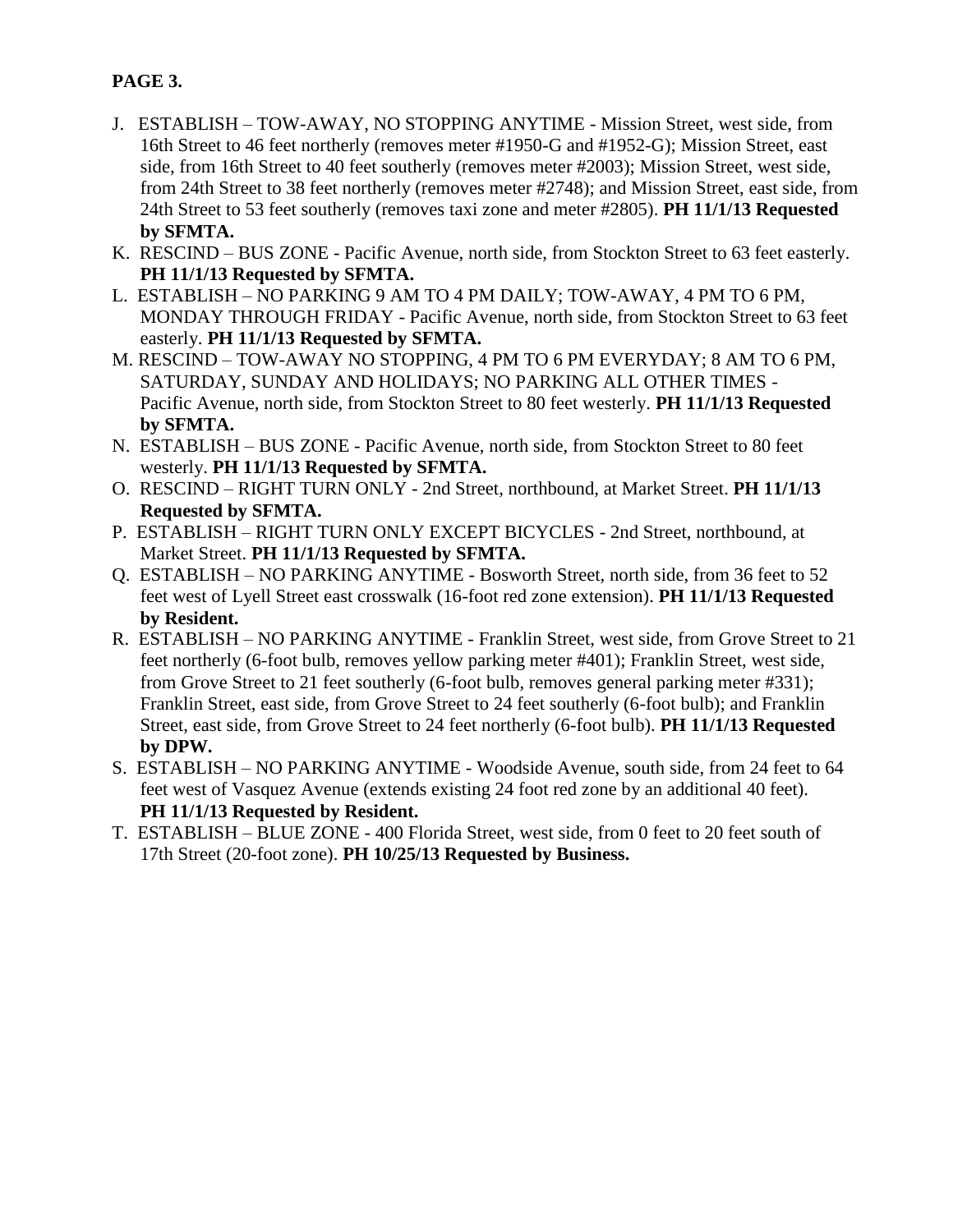**PAGE 3.**

J. ESTABLISH – TOW-AWAY, NO STOPPING ANYTIME - Mission Street, west side, from 16th Street to 46 feet northerly (removes meter #1950-G and #1952-G); Mission Street, east side, from 16th Street to 40 feet southerly (removes meter #2003); Mission Street, west side, from 24th Street to 38 feet northerly (removes meter #2748); and Mission Street, east side, from 24th Street to 53 feet southerly (removes taxi zone and meter #2805). **PH 11/1/13 Requested by SFMTA.**

K. RESCIND – BUS ZONE - Pacific Avenue, north side, from Stockton Street to 63 feet easterly. **PH 11/1/13 Requested by SFMTA.**

L. ESTABLISH – NO PARKING 9 AM TO 4 PM DAILY; TOW-AWAY, 4 PM TO 6 PM, MONDAY THROUGH FRIDAY - Pacific Avenue, north side, from Stockton Street to 63 feet easterly. **PH 11/1/13 Requested by SFMTA.**

M. RESCIND – TOW-AWAY NO STOPPING, 4 PM TO 6 PM EVERYDAY; 8 AM TO 6 PM, SATURDAY, SUNDAY AND HOLIDAYS; NO PARKING ALL OTHER TIMES - Pacific Avenue, north side, from Stockton Street to 80 feet westerly. **PH 11/1/13 Requested by SFMTA.**

N. ESTABLISH – BUS ZONE - Pacific Avenue, north side, from Stockton Street to 80 feet westerly. **PH 11/1/13 Requested by SFMTA.**

O. RESCIND – RIGHT TURN ONLY - 2nd Street, northbound, at Market Street. **PH 11/1/13 Requested by SFMTA.**

P. ESTABLISH – RIGHT TURN ONLY EXCEPT BICYCLES - 2nd Street, northbound, at Market Street. **PH 11/1/13 Requested by SFMTA.**

Q. ESTABLISH – NO PARKING ANYTIME - Bosworth Street, north side, from 36 feet to 52 feet west of Lyell Street east crosswalk (16-foot red zone extension). **PH 11/1/13 Requested by Resident.**

R. ESTABLISH – NO PARKING ANYTIME - Franklin Street, west side, from Grove Street to 21 feet northerly (6-foot bulb, removes yellow parking meter #401); Franklin Street, west side, from Grove Street to 21 feet southerly (6-foot bulb, removes general parking meter #331); Franklin Street, east side, from Grove Street to 24 feet southerly (6-foot bulb); and Franklin Street, east side, from Grove Street to 24 feet northerly (6-foot bulb). **PH 11/1/13 Requested by DPW.**

S. ESTABLISH – NO PARKING ANYTIME - Woodside Avenue, south side, from 24 feet to 64 feet west of Vasquez Avenue (extends existing 24 foot red zone by an additional 40 feet). **PH 11/1/13 Requested by Resident.**

T. ESTABLISH – BLUE ZONE - 400 Florida Street, west side, from 0 feet to 20 feet south of 17th Street (20-foot zone). **PH 10/25/13 Requested by Business.**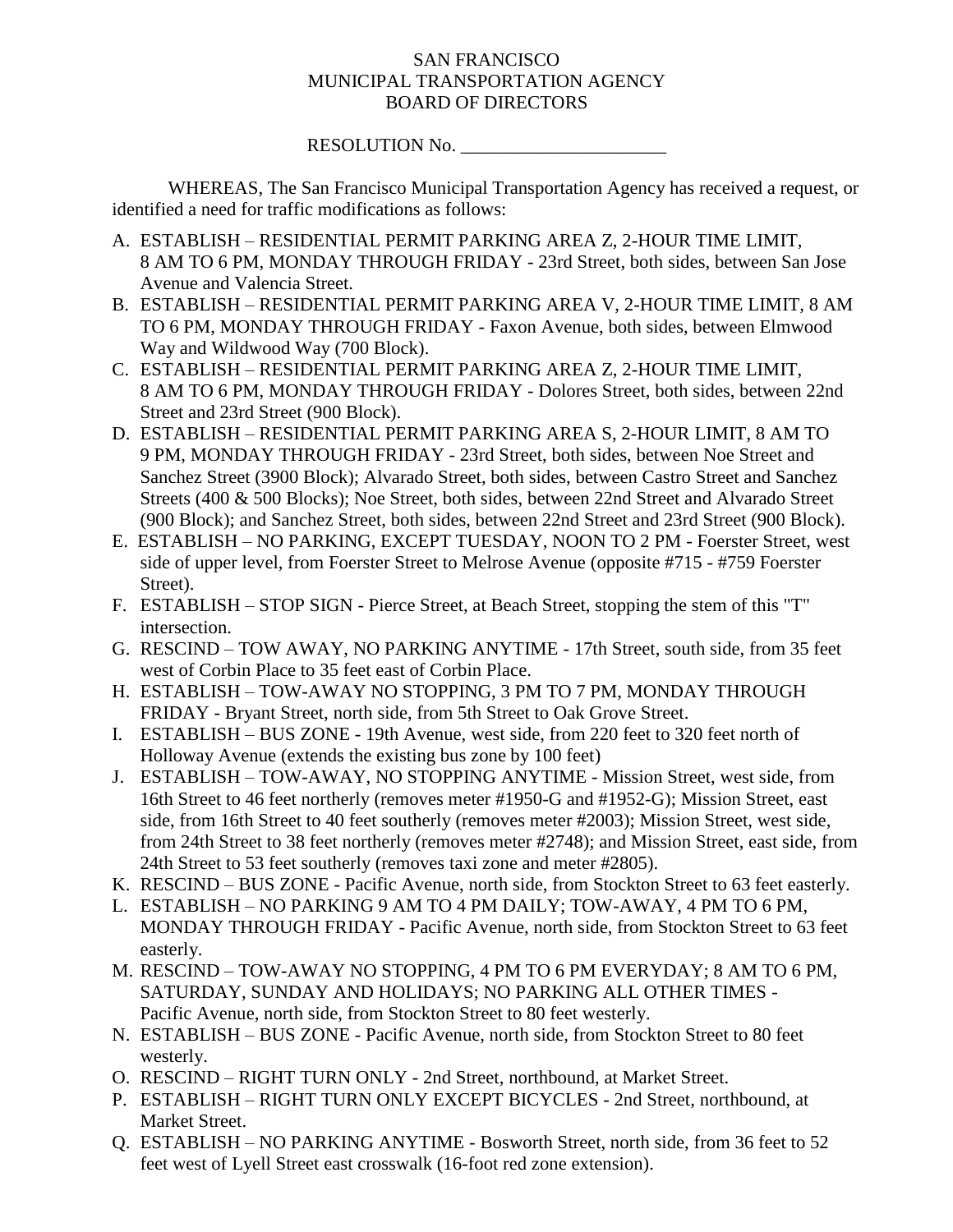SAN FRANCISCO
MUNICIPAL TRANSPORTATION AGENCY
BOARD OF DIRECTORS

RESOLUTION No. ______________________

WHEREAS, The San Francisco Municipal Transportation Agency has received a request, or identified a need for traffic modifications as follows:

A. ESTABLISH – RESIDENTIAL PERMIT PARKING AREA Z, 2-HOUR TIME LIMIT, 8 AM TO 6 PM, MONDAY THROUGH FRIDAY - 23rd Street, both sides, between San Jose Avenue and Valencia Street.
B. ESTABLISH – RESIDENTIAL PERMIT PARKING AREA V, 2-HOUR TIME LIMIT, 8 AM TO 6 PM, MONDAY THROUGH FRIDAY - Faxon Avenue, both sides, between Elmwood Way and Wildwood Way (700 Block).
C. ESTABLISH – RESIDENTIAL PERMIT PARKING AREA Z, 2-HOUR TIME LIMIT, 8 AM TO 6 PM, MONDAY THROUGH FRIDAY - Dolores Street, both sides, between 22nd Street and 23rd Street (900 Block).
D. ESTABLISH – RESIDENTIAL PERMIT PARKING AREA S, 2-HOUR LIMIT, 8 AM TO 9 PM, MONDAY THROUGH FRIDAY - 23rd Street, both sides, between Noe Street and Sanchez Street (3900 Block); Alvarado Street, both sides, between Castro Street and Sanchez Streets (400 & 500 Blocks); Noe Street, both sides, between 22nd Street and Alvarado Street (900 Block); and Sanchez Street, both sides, between 22nd Street and 23rd Street (900 Block).
E. ESTABLISH – NO PARKING, EXCEPT TUESDAY, NOON TO 2 PM - Foerster Street, west side of upper level, from Foerster Street to Melrose Avenue (opposite #715 - #759 Foerster Street).
F. ESTABLISH – STOP SIGN - Pierce Street, at Beach Street, stopping the stem of this "T" intersection.
G. RESCIND – TOW AWAY, NO PARKING ANYTIME - 17th Street, south side, from 35 feet west of Corbin Place to 35 feet east of Corbin Place.
H. ESTABLISH – TOW-AWAY NO STOPPING, 3 PM TO 7 PM, MONDAY THROUGH FRIDAY - Bryant Street, north side, from 5th Street to Oak Grove Street.
I. ESTABLISH – BUS ZONE - 19th Avenue, west side, from 220 feet to 320 feet north of Holloway Avenue (extends the existing bus zone by 100 feet)
J. ESTABLISH – TOW-AWAY, NO STOPPING ANYTIME - Mission Street, west side, from 16th Street to 46 feet northerly (removes meter #1950-G and #1952-G); Mission Street, east side, from 16th Street to 40 feet southerly (removes meter #2003); Mission Street, west side, from 24th Street to 38 feet northerly (removes meter #2748); and Mission Street, east side, from 24th Street to 53 feet southerly (removes taxi zone and meter #2805).
K. RESCIND – BUS ZONE - Pacific Avenue, north side, from Stockton Street to 63 feet easterly.
L. ESTABLISH – NO PARKING 9 AM TO 4 PM DAILY; TOW-AWAY, 4 PM TO 6 PM, MONDAY THROUGH FRIDAY - Pacific Avenue, north side, from Stockton Street to 63 feet easterly.
M. RESCIND – TOW-AWAY NO STOPPING, 4 PM TO 6 PM EVERYDAY; 8 AM TO 6 PM, SATURDAY, SUNDAY AND HOLIDAYS; NO PARKING ALL OTHER TIMES - Pacific Avenue, north side, from Stockton Street to 80 feet westerly.
N. ESTABLISH – BUS ZONE - Pacific Avenue, north side, from Stockton Street to 80 feet westerly.
O. RESCIND – RIGHT TURN ONLY - 2nd Street, northbound, at Market Street.
P. ESTABLISH – RIGHT TURN ONLY EXCEPT BICYCLES - 2nd Street, northbound, at Market Street.
Q. ESTABLISH – NO PARKING ANYTIME - Bosworth Street, north side, from 36 feet to 52 feet west of Lyell Street east crosswalk (16-foot red zone extension).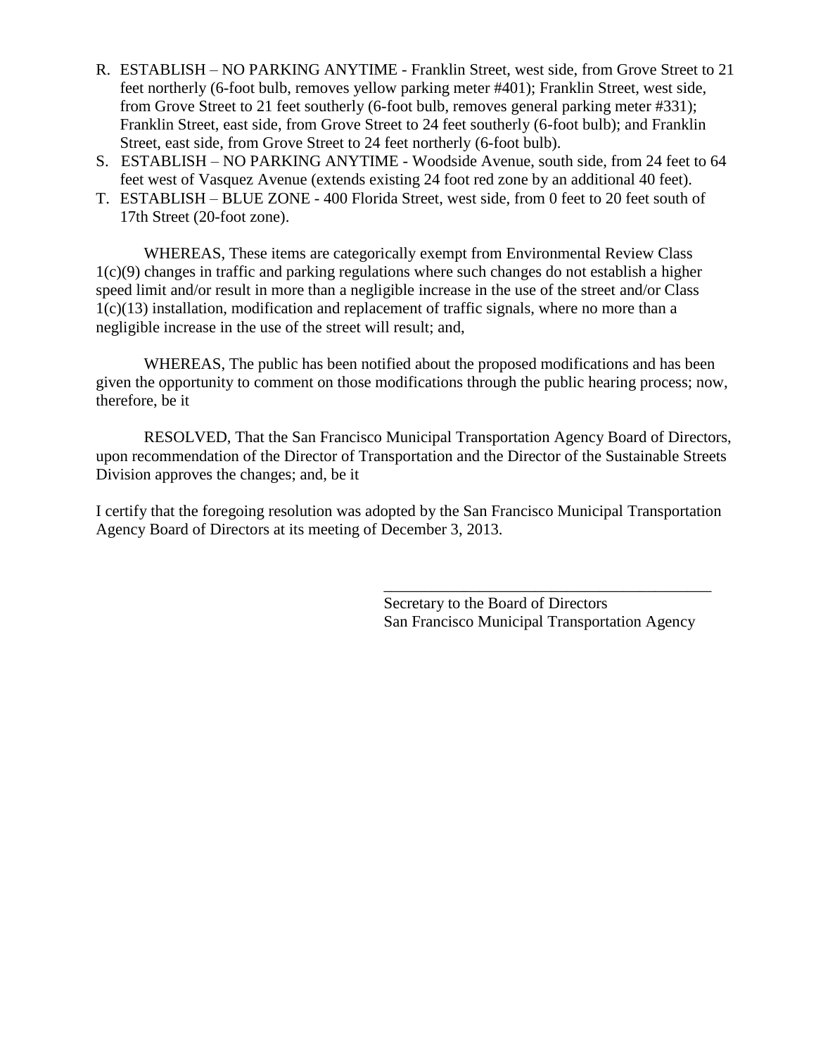R. ESTABLISH – NO PARKING ANYTIME - Franklin Street, west side, from Grove Street to 21 feet northerly (6-foot bulb, removes yellow parking meter #401); Franklin Street, west side, from Grove Street to 21 feet southerly (6-foot bulb, removes general parking meter #331); Franklin Street, east side, from Grove Street to 24 feet southerly (6-foot bulb); and Franklin Street, east side, from Grove Street to 24 feet northerly (6-foot bulb).

S. ESTABLISH – NO PARKING ANYTIME - Woodside Avenue, south side, from 24 feet to 64 feet west of Vasquez Avenue (extends existing 24 foot red zone by an additional 40 feet).

T. ESTABLISH – BLUE ZONE - 400 Florida Street, west side, from 0 feet to 20 feet south of 17th Street (20-foot zone).

WHEREAS, These items are categorically exempt from Environmental Review Class 1(c)(9) changes in traffic and parking regulations where such changes do not establish a higher speed limit and/or result in more than a negligible increase in the use of the street and/or Class 1(c)(13) installation, modification and replacement of traffic signals, where no more than a negligible increase in the use of the street will result; and,

WHEREAS, The public has been notified about the proposed modifications and has been given the opportunity to comment on those modifications through the public hearing process; now, therefore, be it

RESOLVED, That the San Francisco Municipal Transportation Agency Board of Directors, upon recommendation of the Director of Transportation and the Director of the Sustainable Streets Division approves the changes; and, be it

I certify that the foregoing resolution was adopted by the San Francisco Municipal Transportation Agency Board of Directors at its meeting of December 3, 2013.

\_\_\_\_\_\_\_\_\_\_\_\_\_\_\_\_\_\_\_\_\_\_\_\_\_\_\_\_\_\_\_\_\_\_\_\_\_\_\_\_\_\_

Secretary to the Board of Directors
San Francisco Municipal Transportation Agency